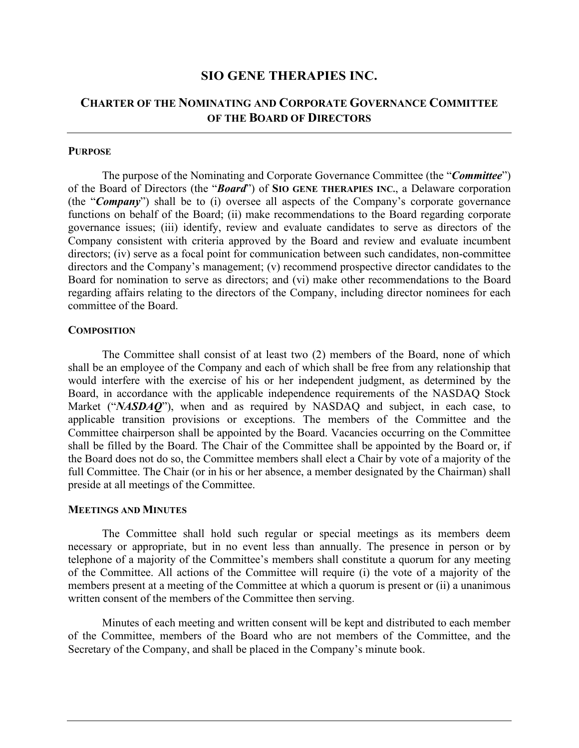# SIO GENE THERAPIES INC.

## CHARTER OF THE NOMINATING AND CORPORATE GOVERNANCE COMMITTEE OF THE BOARD OF DIRECTORS

### PURPOSE

The purpose of the Nominating and Corporate Governance Committee (the "***Committee***") of the Board of Directors (the "***Board***") of **SIO GENE THERAPIES INC.**, a Delaware corporation (the "***Company***") shall be to (i) oversee all aspects of the Company's corporate governance functions on behalf of the Board; (ii) make recommendations to the Board regarding corporate governance issues; (iii) identify, review and evaluate candidates to serve as directors of the Company consistent with criteria approved by the Board and review and evaluate incumbent directors; (iv) serve as a focal point for communication between such candidates, non-committee directors and the Company's management; (v) recommend prospective director candidates to the Board for nomination to serve as directors; and (vi) make other recommendations to the Board regarding affairs relating to the directors of the Company, including director nominees for each committee of the Board.

### COMPOSITION

The Committee shall consist of at least two (2) members of the Board, none of which shall be an employee of the Company and each of which shall be free from any relationship that would interfere with the exercise of his or her independent judgment, as determined by the Board, in accordance with the applicable independence requirements of the NASDAQ Stock Market ("***NASDAQ***"), when and as required by NASDAQ and subject, in each case, to applicable transition provisions or exceptions. The members of the Committee and the Committee chairperson shall be appointed by the Board. Vacancies occurring on the Committee shall be filled by the Board. The Chair of the Committee shall be appointed by the Board or, if the Board does not do so, the Committee members shall elect a Chair by vote of a majority of the full Committee. The Chair (or in his or her absence, a member designated by the Chairman) shall preside at all meetings of the Committee.

### MEETINGS AND MINUTES

The Committee shall hold such regular or special meetings as its members deem necessary or appropriate, but in no event less than annually. The presence in person or by telephone of a majority of the Committee's members shall constitute a quorum for any meeting of the Committee. All actions of the Committee will require (i) the vote of a majority of the members present at a meeting of the Committee at which a quorum is present or (ii) a unanimous written consent of the members of the Committee then serving.

Minutes of each meeting and written consent will be kept and distributed to each member of the Committee, members of the Board who are not members of the Committee, and the Secretary of the Company, and shall be placed in the Company's minute book.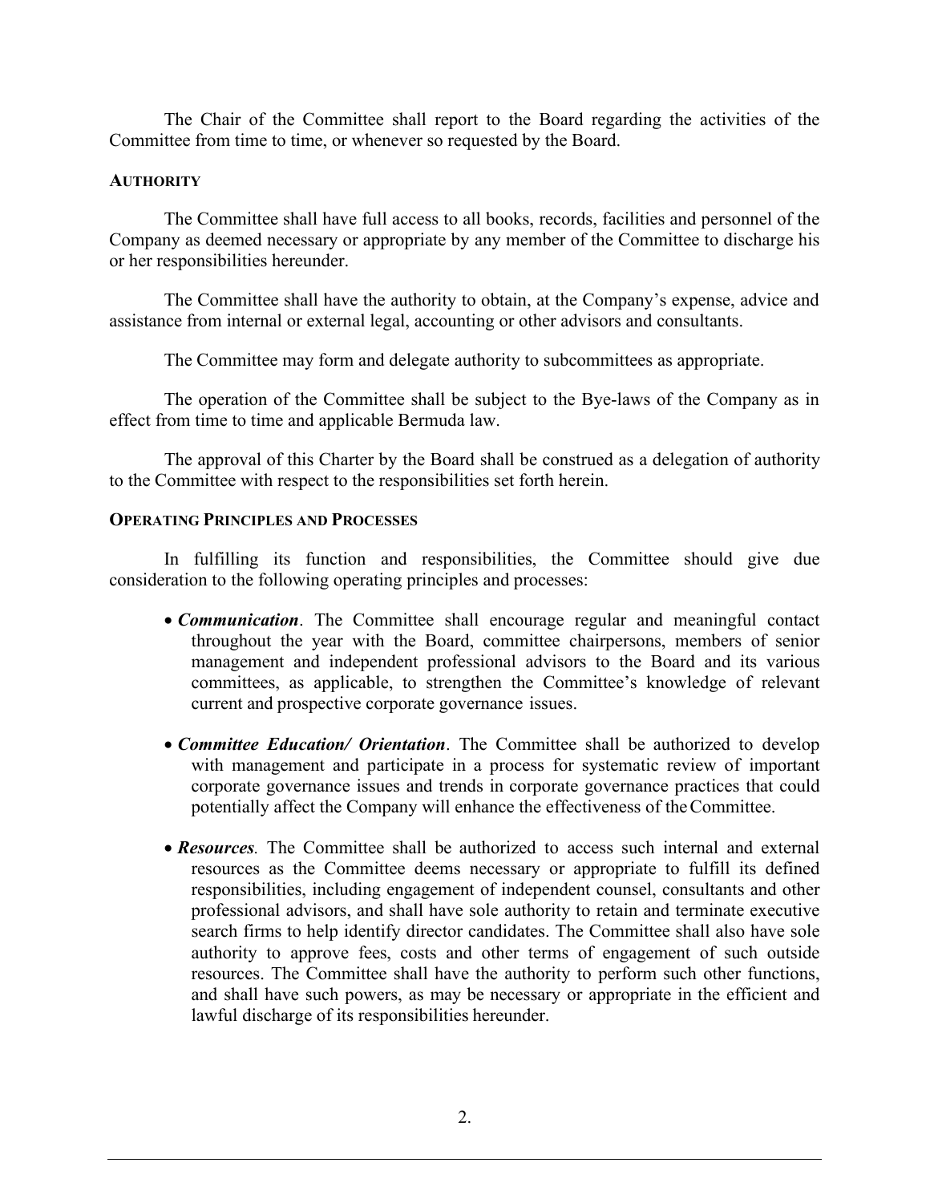The Chair of the Committee shall report to the Board regarding the activities of the Committee from time to time, or whenever so requested by the Board.

## AUTHORITY

The Committee shall have full access to all books, records, facilities and personnel of the Company as deemed necessary or appropriate by any member of the Committee to discharge his or her responsibilities hereunder.

The Committee shall have the authority to obtain, at the Company's expense, advice and assistance from internal or external legal, accounting or other advisors and consultants.

The Committee may form and delegate authority to subcommittees as appropriate.

The operation of the Committee shall be subject to the Bye-laws of the Company as in effect from time to time and applicable Bermuda law.

The approval of this Charter by the Board shall be construed as a delegation of authority to the Committee with respect to the responsibilities set forth herein.

## OPERATING PRINCIPLES AND PROCESSES

In fulfilling its function and responsibilities, the Committee should give due consideration to the following operating principles and processes:

- ***Communication***. The Committee shall encourage regular and meaningful contact throughout the year with the Board, committee chairpersons, members of senior management and independent professional advisors to the Board and its various committees, as applicable, to strengthen the Committee's knowledge of relevant current and prospective corporate governance issues.

- ***Committee Education/ Orientation***. The Committee shall be authorized to develop with management and participate in a process for systematic review of important corporate governance issues and trends in corporate governance practices that could potentially affect the Company will enhance the effectiveness of the Committee.

- ***Resources***. The Committee shall be authorized to access such internal and external resources as the Committee deems necessary or appropriate to fulfill its defined responsibilities, including engagement of independent counsel, consultants and other professional advisors, and shall have sole authority to retain and terminate executive search firms to help identify director candidates. The Committee shall also have sole authority to approve fees, costs and other terms of engagement of such outside resources. The Committee shall have the authority to perform such other functions, and shall have such powers, as may be necessary or appropriate in the efficient and lawful discharge of its responsibilities hereunder.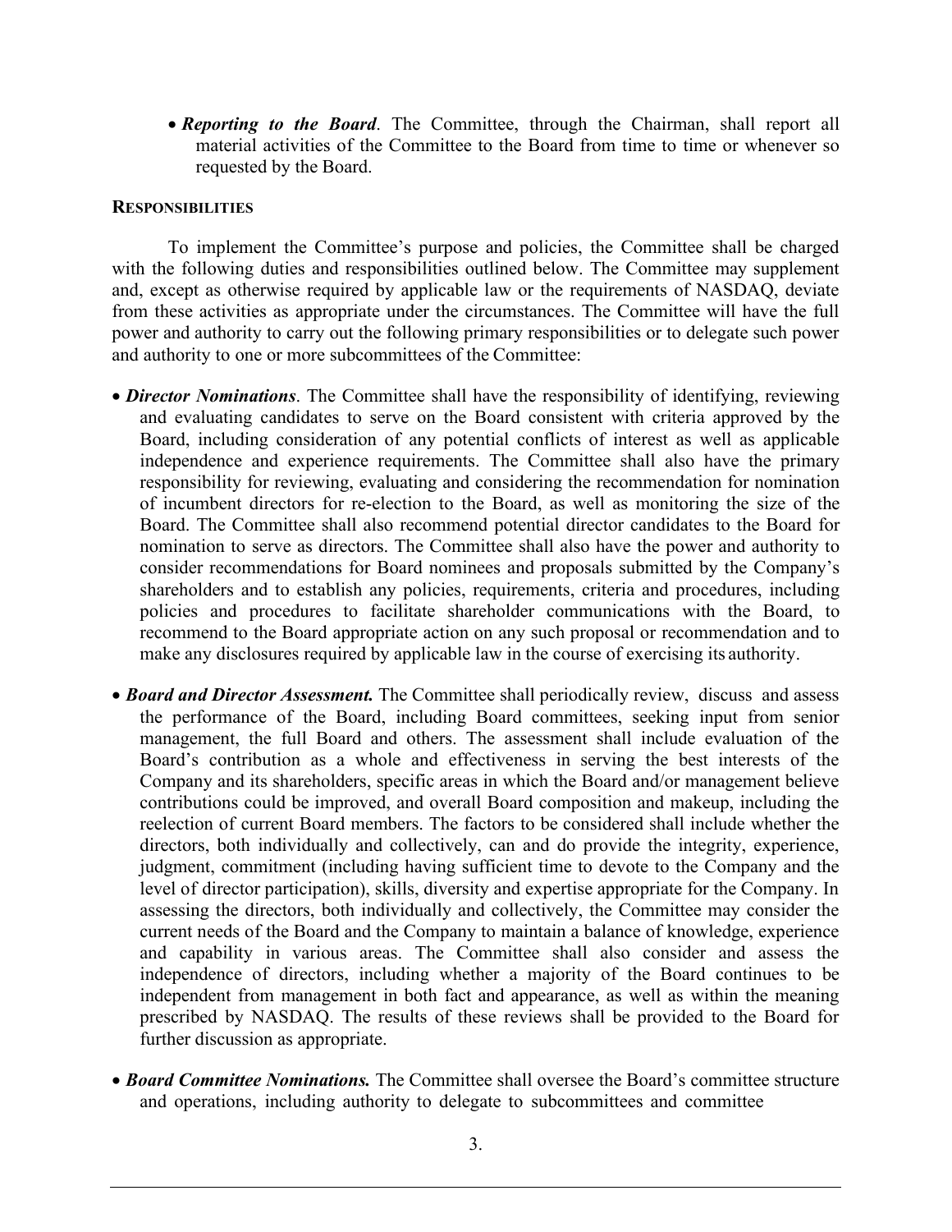- ***Reporting to the Board***. The Committee, through the Chairman, shall report all material activities of the Committee to the Board from time to time or whenever so requested by the Board.

**RESPONSIBILITIES**

To implement the Committee's purpose and policies, the Committee shall be charged with the following duties and responsibilities outlined below. The Committee may supplement and, except as otherwise required by applicable law or the requirements of NASDAQ, deviate from these activities as appropriate under the circumstances. The Committee will have the full power and authority to carry out the following primary responsibilities or to delegate such power and authority to one or more subcommittees of the Committee:

- ***Director Nominations***. The Committee shall have the responsibility of identifying, reviewing and evaluating candidates to serve on the Board consistent with criteria approved by the Board, including consideration of any potential conflicts of interest as well as applicable independence and experience requirements. The Committee shall also have the primary responsibility for reviewing, evaluating and considering the recommendation for nomination of incumbent directors for re-election to the Board, as well as monitoring the size of the Board. The Committee shall also recommend potential director candidates to the Board for nomination to serve as directors. The Committee shall also have the power and authority to consider recommendations for Board nominees and proposals submitted by the Company's shareholders and to establish any policies, requirements, criteria and procedures, including policies and procedures to facilitate shareholder communications with the Board, to recommend to the Board appropriate action on any such proposal or recommendation and to make any disclosures required by applicable law in the course of exercising its authority.

- ***Board and Director Assessment.*** The Committee shall periodically review, discuss and assess the performance of the Board, including Board committees, seeking input from senior management, the full Board and others. The assessment shall include evaluation of the Board's contribution as a whole and effectiveness in serving the best interests of the Company and its shareholders, specific areas in which the Board and/or management believe contributions could be improved, and overall Board composition and makeup, including the reelection of current Board members. The factors to be considered shall include whether the directors, both individually and collectively, can and do provide the integrity, experience, judgment, commitment (including having sufficient time to devote to the Company and the level of director participation), skills, diversity and expertise appropriate for the Company. In assessing the directors, both individually and collectively, the Committee may consider the current needs of the Board and the Company to maintain a balance of knowledge, experience and capability in various areas. The Committee shall also consider and assess the independence of directors, including whether a majority of the Board continues to be independent from management in both fact and appearance, as well as within the meaning prescribed by NASDAQ. The results of these reviews shall be provided to the Board for further discussion as appropriate.

- ***Board Committee Nominations.*** The Committee shall oversee the Board's committee structure and operations, including authority to delegate to subcommittees and committee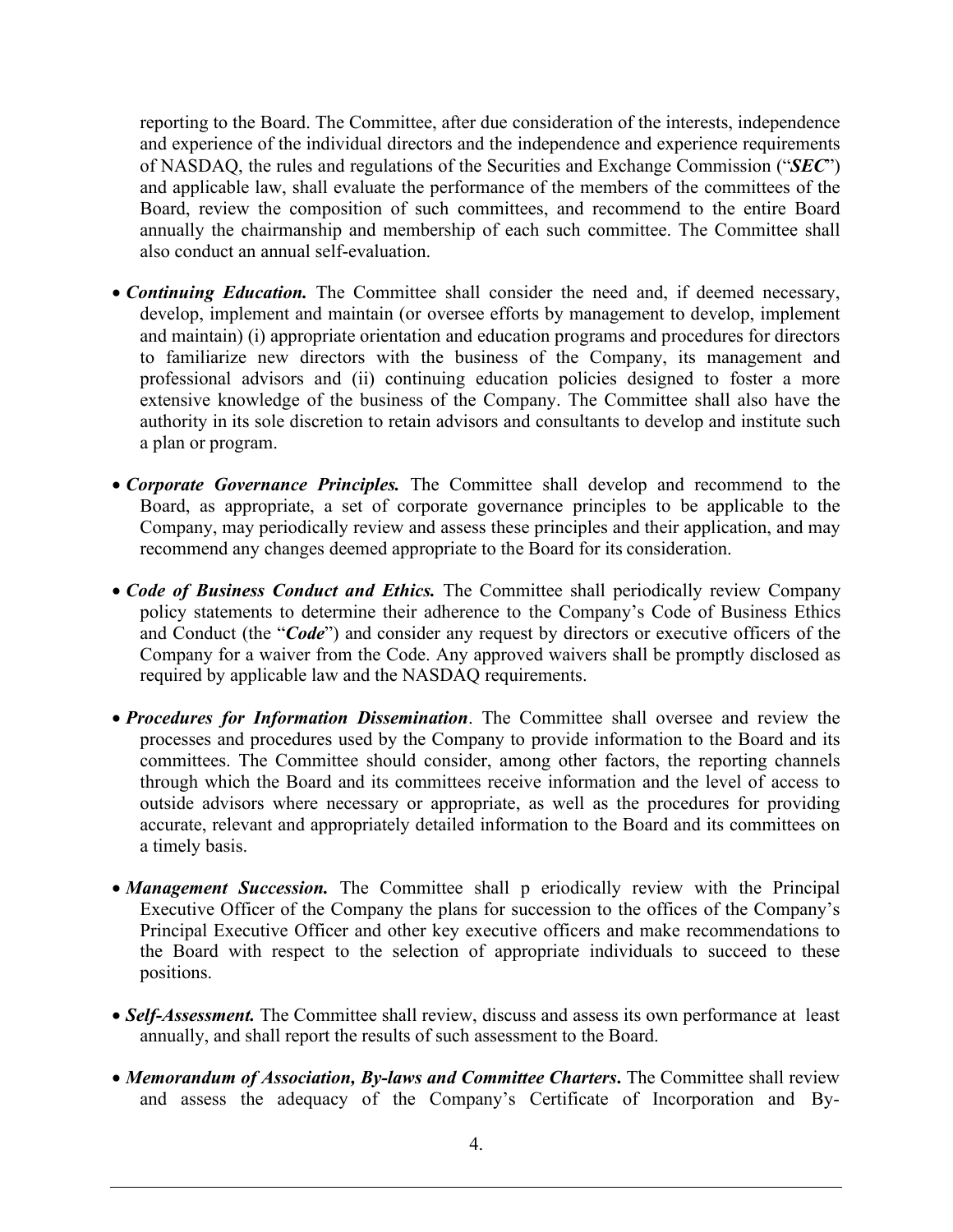reporting to the Board. The Committee, after due consideration of the interests, independence and experience of the individual directors and the independence and experience requirements of NASDAQ, the rules and regulations of the Securities and Exchange Commission ("***SEC***") and applicable law, shall evaluate the performance of the members of the committees of the Board, review the composition of such committees, and recommend to the entire Board annually the chairmanship and membership of each such committee. The Committee shall also conduct an annual self-evaluation.

- ***Continuing Education.*** The Committee shall consider the need and, if deemed necessary, develop, implement and maintain (or oversee efforts by management to develop, implement and maintain) (i) appropriate orientation and education programs and procedures for directors to familiarize new directors with the business of the Company, its management and professional advisors and (ii) continuing education policies designed to foster a more extensive knowledge of the business of the Company. The Committee shall also have the authority in its sole discretion to retain advisors and consultants to develop and institute such a plan or program.

- ***Corporate Governance Principles.*** The Committee shall develop and recommend to the Board, as appropriate, a set of corporate governance principles to be applicable to the Company, may periodically review and assess these principles and their application, and may recommend any changes deemed appropriate to the Board for its consideration.

- ***Code of Business Conduct and Ethics.*** The Committee shall periodically review Company policy statements to determine their adherence to the Company's Code of Business Ethics and Conduct (the "***Code***") and consider any request by directors or executive officers of the Company for a waiver from the Code. Any approved waivers shall be promptly disclosed as required by applicable law and the NASDAQ requirements.

- ***Procedures for Information Dissemination***. The Committee shall oversee and review the processes and procedures used by the Company to provide information to the Board and its committees. The Committee should consider, among other factors, the reporting channels through which the Board and its committees receive information and the level of access to outside advisors where necessary or appropriate, as well as the procedures for providing accurate, relevant and appropriately detailed information to the Board and its committees on a timely basis.

- ***Management Succession.*** The Committee shall p eriodically review with the Principal Executive Officer of the Company the plans for succession to the offices of the Company's Principal Executive Officer and other key executive officers and make recommendations to the Board with respect to the selection of appropriate individuals to succeed to these positions.

- ***Self-Assessment.*** The Committee shall review, discuss and assess its own performance at least annually, and shall report the results of such assessment to the Board.

- ***Memorandum of Association, By-laws and Committee Charters.*** The Committee shall review and assess the adequacy of the Company's Certificate of Incorporation and By-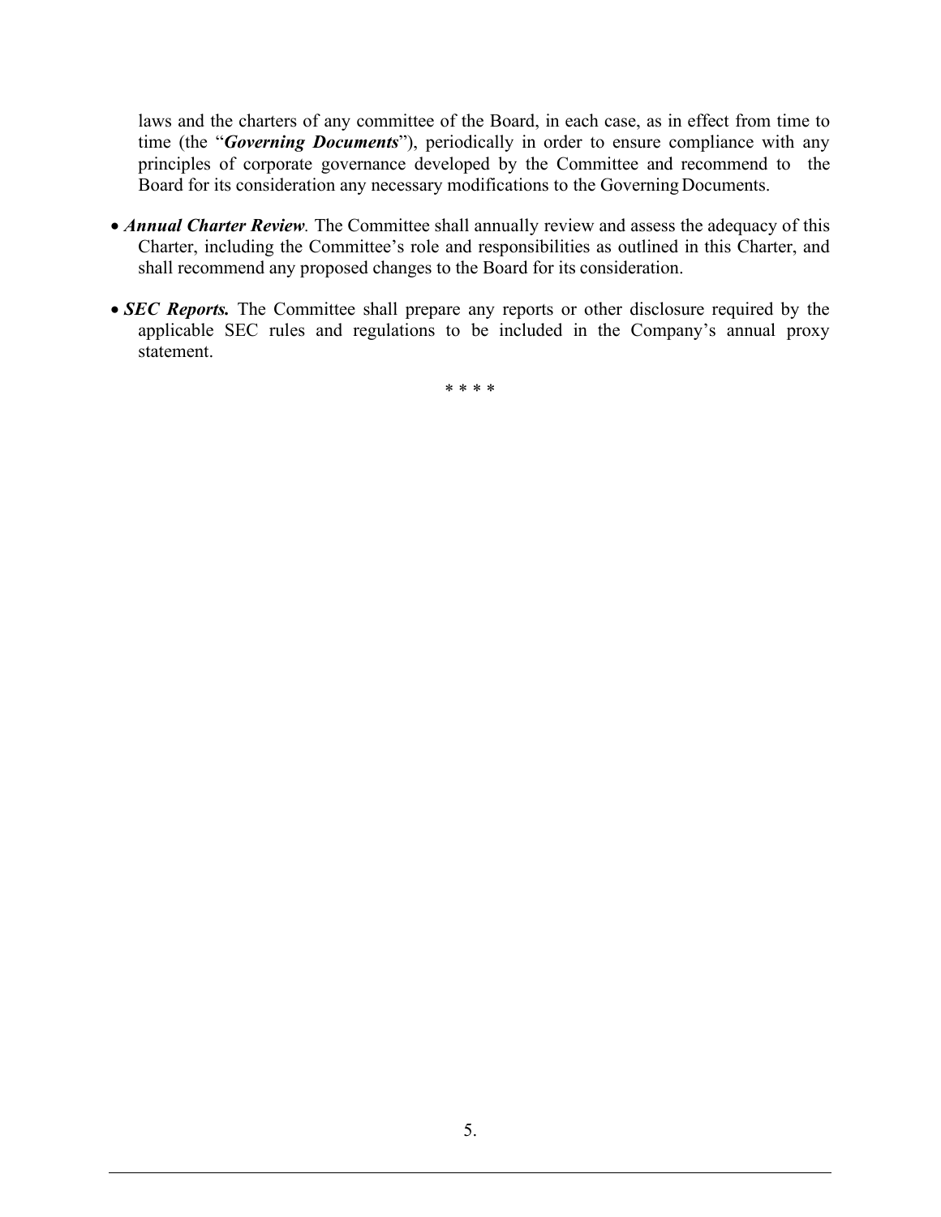laws and the charters of any committee of the Board, in each case, as in effect from time to time (the "***Governing Documents***"), periodically in order to ensure compliance with any principles of corporate governance developed by the Committee and recommend to the Board for its consideration any necessary modifications to the Governing Documents.

- ***Annual Charter Review****.* The Committee shall annually review and assess the adequacy of this Charter, including the Committee's role and responsibilities as outlined in this Charter, and shall recommend any proposed changes to the Board for its consideration.
- ***SEC Reports.*** The Committee shall prepare any reports or other disclosure required by the applicable SEC rules and regulations to be included in the Company's annual proxy statement.

* * * *